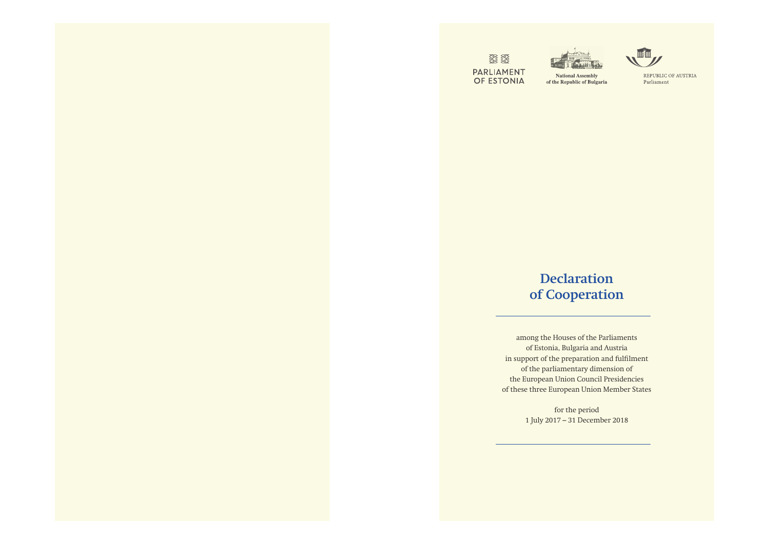PARLIAMENT OF ESTONIA

National Assembly of the Republic of Bulgaria

REPUBLIC OF AUSTRIA Parliament

# Declaration of Cooperation

among the Houses of the Parliaments
of Estonia, Bulgaria and Austria
in support of the preparation and fulfilment
of the parliamentary dimension of
the European Union Council Presidencies
of these three European Union Member States

for the period
1 July 2017 – 31 December 2018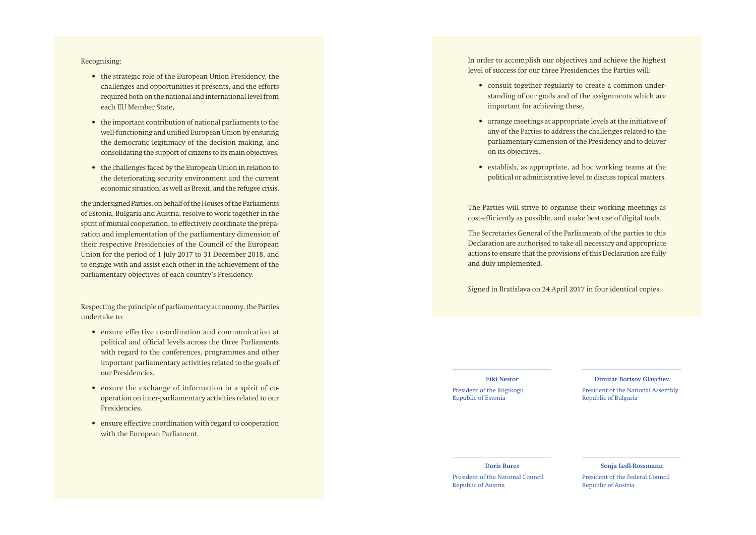Recognising:

- the strategic role of the European Union Presidency, the challenges and opportunities it presents, and the efforts required both on the national and international level from each EU Member State,
- the important contribution of national parliaments to the well-functioning and unified European Union by ensuring the democratic legitimacy of the decision making, and consolidating the support of citizens to its main objectives,
- the challenges faced by the European Union in relation to the deteriorating security environment and the current economic situation, as well as Brexit, and the refugee crisis,

the undersigned Parties, on behalf of the Houses of the Parliaments of Estonia, Bulgaria and Austria, resolve to work together in the spirit of mutual cooperation, to effectively coordinate the preparation and implementation of the parliamentary dimension of their respective Presidencies of the Council of the European Union for the period of 1 July 2017 to 31 December 2018, and to engage with and assist each other in the achievement of the parliamentary objectives of each country's Presidency.

Respecting the principle of parliamentary autonomy, the Parties undertake to:

- ensure effective co-ordination and communication at political and official levels across the three Parliaments with regard to the conferences, programmes and other important parliamentary activities related to the goals of our Presidencies,
- ensure the exchange of information in a spirit of co-operation on inter-parliamentary activities related to our Presidencies,
- ensure effective coordination with regard to cooperation with the European Parliament.

In order to accomplish our objectives and achieve the highest level of success for our three Presidencies the Parties will:

- consult together regularly to create a common understanding of our goals and of the assignments which are important for achieving these,
- arrange meetings at appropriate levels at the initiative of any of the Parties to address the challenges related to the parliamentary dimension of the Presidency and to deliver on its objectives,
- establish, as appropriate, ad hoc working teams at the political or administrative level to discuss topical matters.

The Parties will strive to organise their working meetings as cost-efficiently as possible, and make best use of digital tools.

The Secretaries General of the Parliaments of the parties to this Declaration are authorised to take all necessary and appropriate actions to ensure that the provisions of this Declaration are fully and duly implemented.

Signed in Bratislava on 24 April 2017 in four identical copies.

**Eiki Nestor**
President of the Riigikogu
Republic of Estonia

**Dimitar Borisov Glavchev**
President of the National Assembly
Republic of Bulgaria

**Doris Bures**
President of the National Council
Republic of Austria

**Sonja Ledl-Rossmann**
President of the Federal Council
Republic of Austria